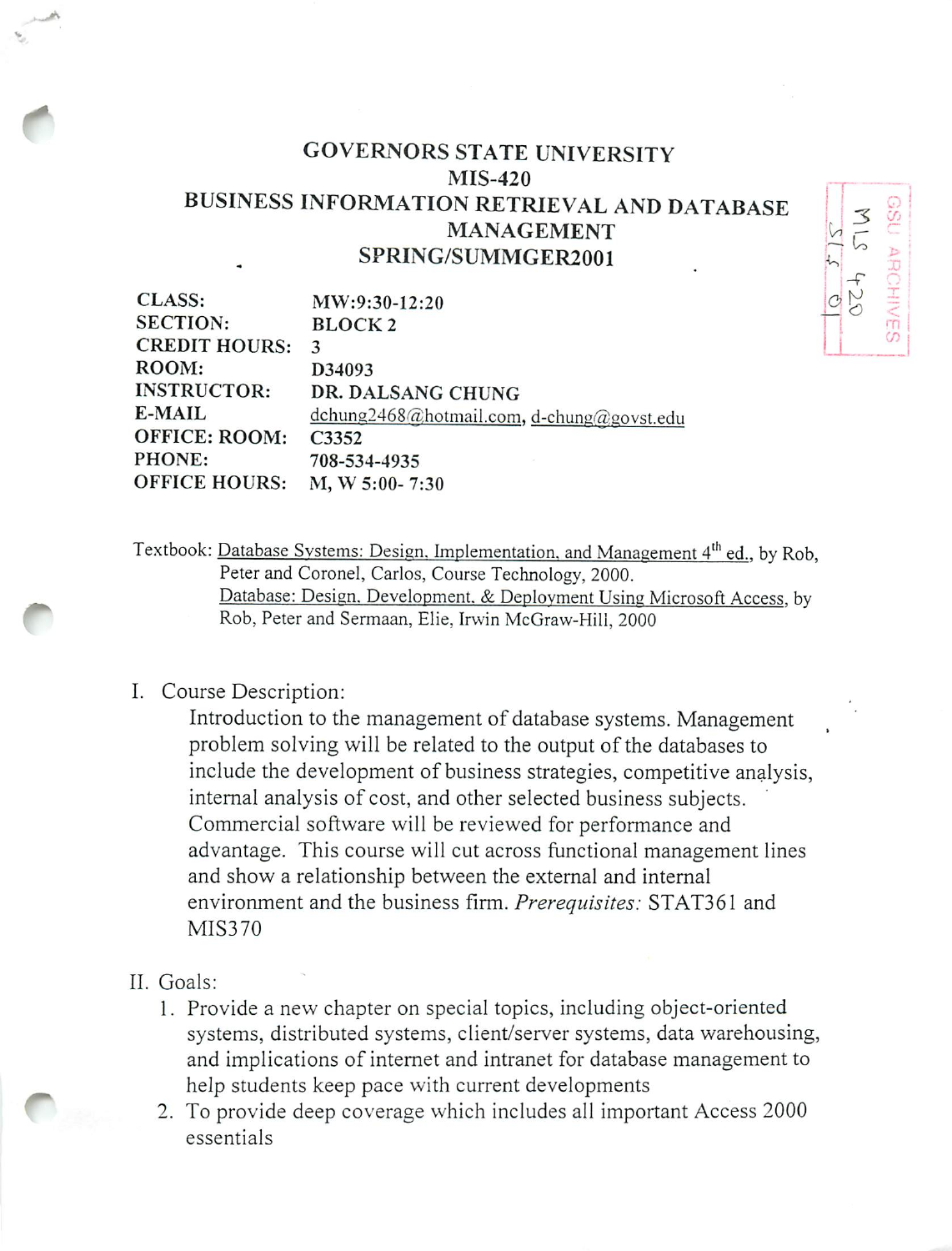# GOVERNORS STATE UNIVERSITY

## MIS-420

## BUSINESS INFORMATION RETRIEVAL AND DATABASE MANAGEMENT

## SPRING/SUMMGER2001

| | |
|---|---|
| **CLASS:** | MW:9:30-12:20 |
| **SECTION:** | BLOCK 2 |
| **CREDIT HOURS:** | 3 |
| **ROOM:** | D34093 |
| **INSTRUCTOR:** | DR. DALSANG CHUNG |
| **E-MAIL** | dchung2468@hotmail.com, d-chung@govst.edu |
| **OFFICE: ROOM:** | C3352 |
| **PHONE:** | 708-534-4935 |
| **OFFICE HOURS:** | M, W 5:00- 7:30 |

Textbook: Database Systems: Design, Implementation, and Management 4th ed., by Rob, Peter and Coronel, Carlos, Course Technology, 2000.
Database: Design, Development, & Deployment Using Microsoft Access, by Rob, Peter and Sermaan, Elie, Irwin McGraw-Hill, 2000

I. Course Description:

Introduction to the management of database systems. Management problem solving will be related to the output of the databases to include the development of business strategies, competitive analysis, internal analysis of cost, and other selected business subjects. Commercial software will be reviewed for performance and advantage. This course will cut across functional management lines and show a relationship between the external and internal environment and the business firm. *Prerequisites:* STAT361 and MIS370

II. Goals:

1. Provide a new chapter on special topics, including object-oriented systems, distributed systems, client/server systems, data warehousing, and implications of internet and intranet for database management to help students keep pace with current developments
2. To provide deep coverage which includes all important Access 2000 essentials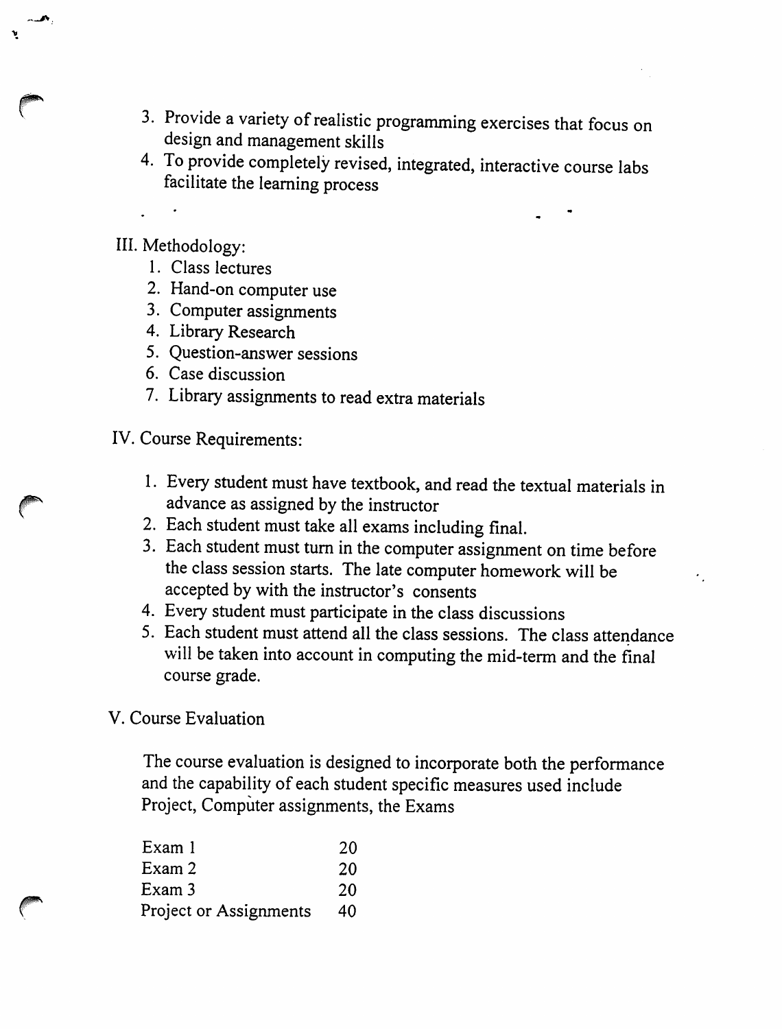3. Provide a variety of realistic programming exercises that focus on design and management skills
4. To provide completely revised, integrated, interactive course labs facilitate the learning process

## III. Methodology:

1. Class lectures
2. Hand-on computer use
3. Computer assignments
4. Library Research
5. Question-answer sessions
6. Case discussion
7. Library assignments to read extra materials

## IV. Course Requirements:

1. Every student must have textbook, and read the textual materials in advance as assigned by the instructor
2. Each student must take all exams including final.
3. Each student must turn in the computer assignment on time before the class session starts. The late computer homework will be accepted by with the instructor's consents
4. Every student must participate in the class discussions
5. Each student must attend all the class sessions. The class attendance will be taken into account in computing the mid-term and the final course grade.

## V. Course Evaluation

The course evaluation is designed to incorporate both the performance and the capability of each student specific measures used include Project, Computer assignments, the Exams

| | |
|---|---|
| Exam 1 | 20 |
| Exam 2 | 20 |
| Exam 3 | 20 |
| Project or Assignments | 40 |